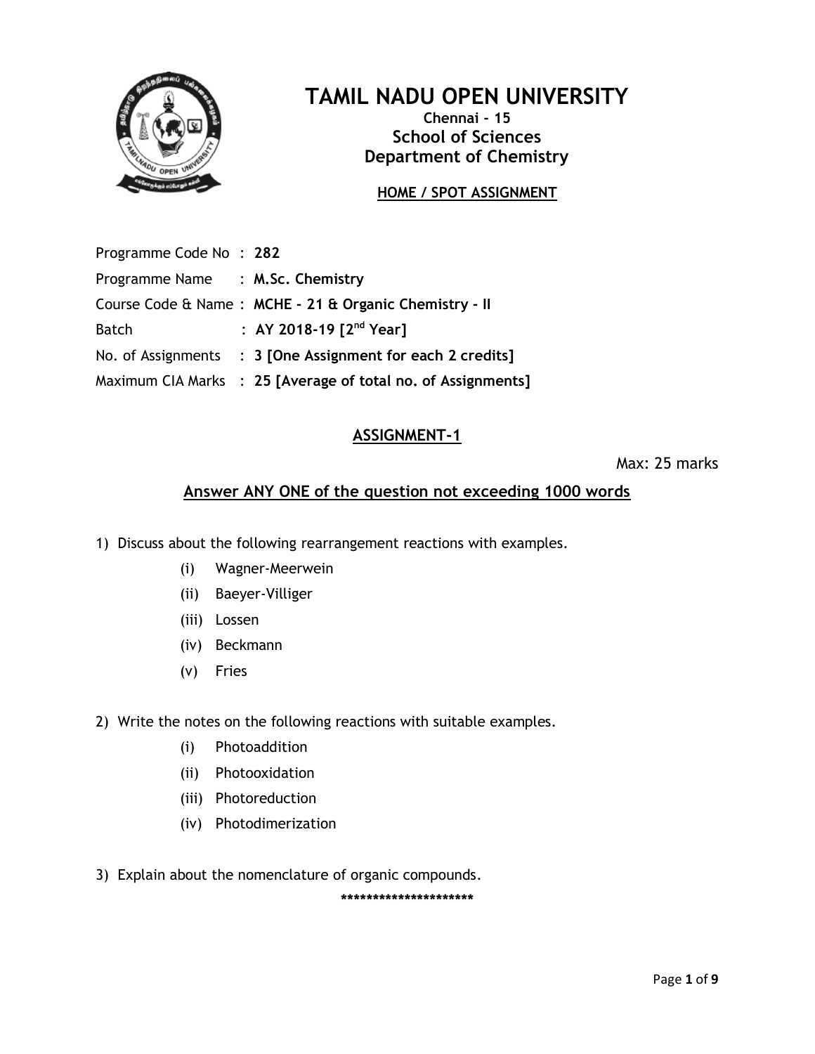# TAMIL NADU OPEN UNIVERSITY

**Chennai - 15**

## School of Sciences
## Department of Chemistry

**HOME / SPOT ASSIGNMENT**

| | | |
|---|---|---|
| Programme Code No | : | **282** |
| Programme Name | : | **M.Sc. Chemistry** |
| Course Code & Name | : | **MCHE - 21 & Organic Chemistry - II** |
| Batch | : | **AY 2018-19 [2$^{nd}$ Year]** |
| No. of Assignments | : | **3 [One Assignment for each 2 credits]** |
| Maximum CIA Marks | : | **25 [Average of total no. of Assignments]** |

## ASSIGNMENT-1

Max: 25 marks

### Answer ANY ONE of the question not exceeding 1000 words

1) Discuss about the following rearrangement reactions with examples.
   - (i) Wagner-Meerwein
   - (ii) Baeyer-Villiger
   - (iii) Lossen
   - (iv) Beckmann
   - (v) Fries

2) Write the notes on the following reactions with suitable examples.
   - (i) Photoaddition
   - (ii) Photooxidation
   - (iii) Photoreduction
   - (iv) Photodimerization

3) Explain about the nomenclature of organic compounds.

*********************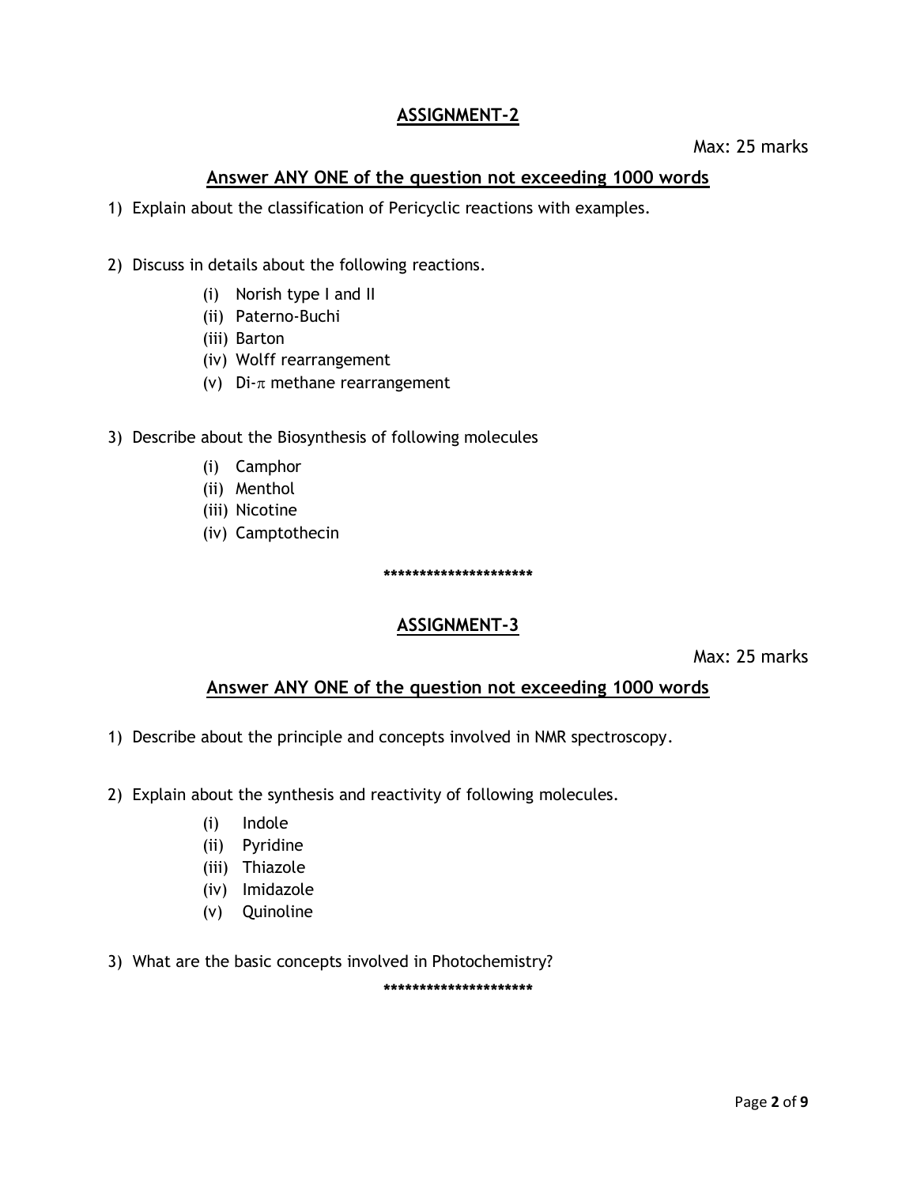## ASSIGNMENT-2

Max: 25 marks

### Answer ANY ONE of the question not exceeding 1000 words

1) Explain about the classification of Pericyclic reactions with examples.

2) Discuss in details about the following reactions.
   - (i) Norish type I and II
   - (ii) Paterno-Buchi
   - (iii) Barton
   - (iv) Wolff rearrangement
   - (v) Di-$\pi$ methane rearrangement

3) Describe about the Biosynthesis of following molecules
   - (i) Camphor
   - (ii) Menthol
   - (iii) Nicotine
   - (iv) Camptothecin

*********************

## ASSIGNMENT-3

Max: 25 marks

### Answer ANY ONE of the question not exceeding 1000 words

1) Describe about the principle and concepts involved in NMR spectroscopy.

2) Explain about the synthesis and reactivity of following molecules.
   - (i) Indole
   - (ii) Pyridine
   - (iii) Thiazole
   - (iv) Imidazole
   - (v) Quinoline

3) What are the basic concepts involved in Photochemistry?

*********************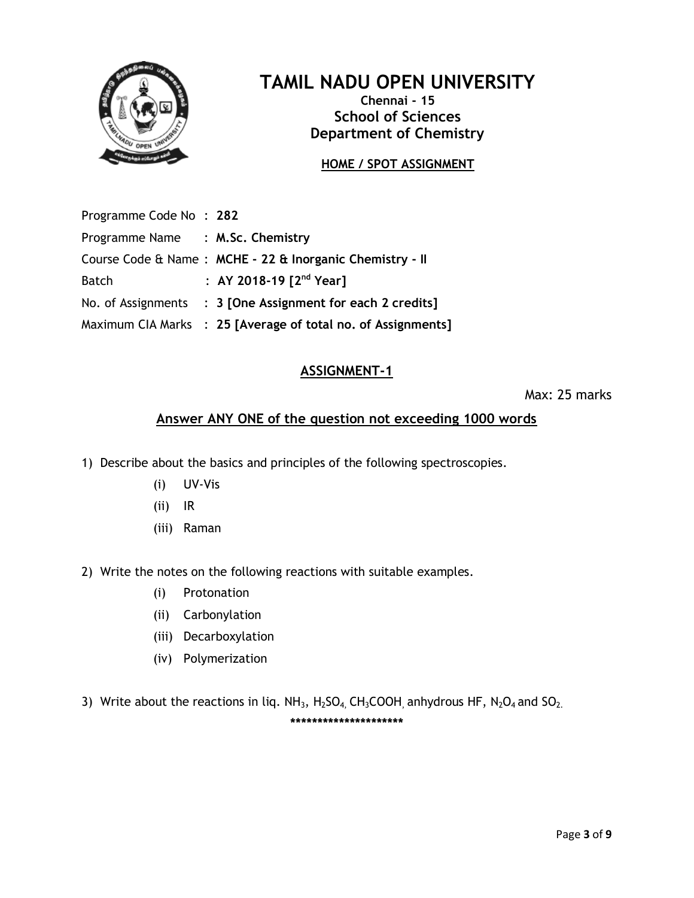# TAMIL NADU OPEN UNIVERSITY

**Chennai - 15**

## School of Sciences

## Department of Chemistry

**HOME / SPOT ASSIGNMENT**

Programme Code No : **282**

Programme Name : **M.Sc. Chemistry**

Course Code & Name : **MCHE - 22 & Inorganic Chemistry - II**

Batch : **AY 2018-19 [2nd Year]**

No. of Assignments : **3 [One Assignment for each 2 credits]**

Maximum CIA Marks : **25 [Average of total no. of Assignments]**

## ASSIGNMENT-1

Max: 25 marks

**Answer ANY ONE of the question not exceeding 1000 words**

1) Describe about the basics and principles of the following spectroscopies.
   - (i) UV-Vis
   - (ii) IR
   - (iii) Raman

2) Write the notes on the following reactions with suitable examples.
   - (i) Protonation
   - (ii) Carbonylation
   - (iii) Decarboxylation
   - (iv) Polymerization

3) Write about the reactions in liq. $NH_3$, $H_2SO_4$, $CH_3COOH$, anhydrous HF, $N_2O_4$ and $SO_2$.

*********************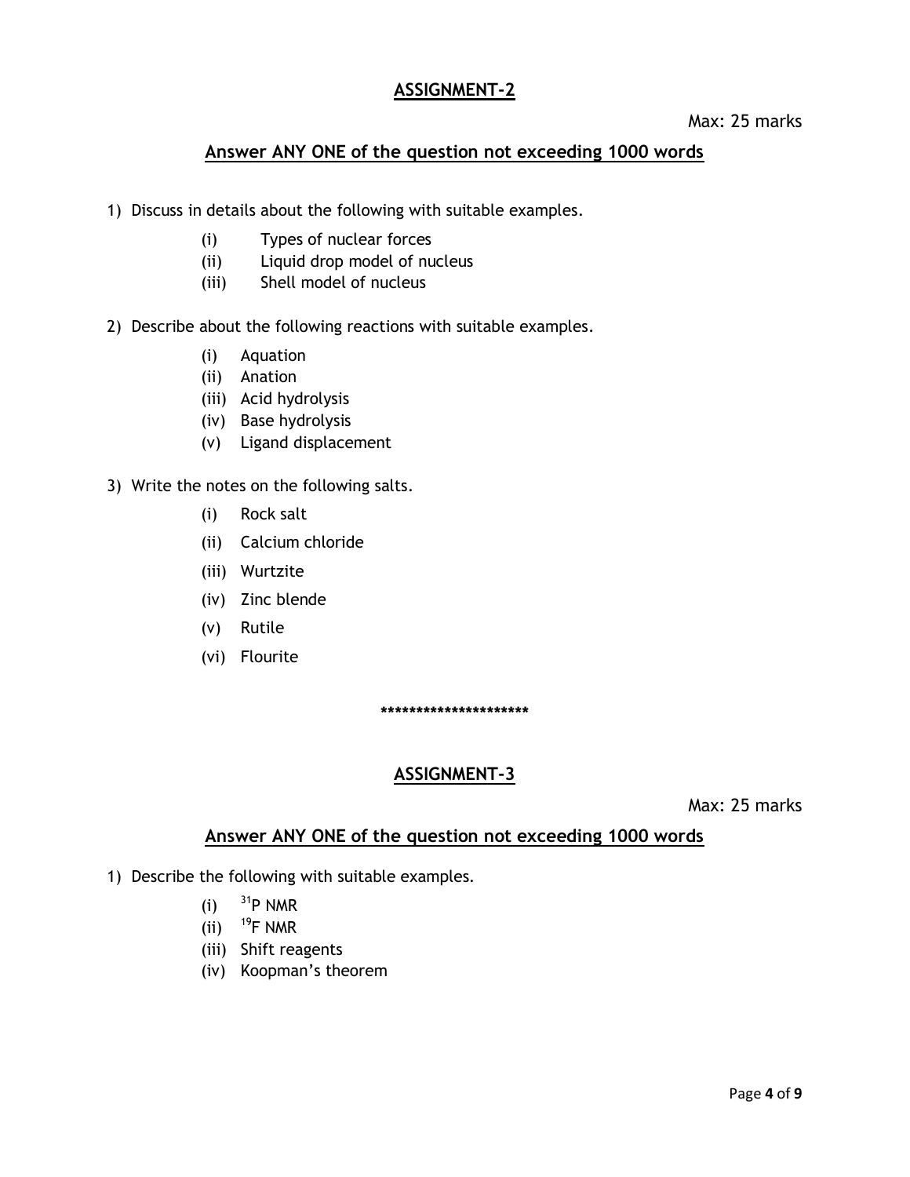## ASSIGNMENT-2

Max: 25 marks

**Answer ANY ONE of the question not exceeding 1000 words**

1) Discuss in details about the following with suitable examples.
   - (i) Types of nuclear forces
   - (ii) Liquid drop model of nucleus
   - (iii) Shell model of nucleus

2) Describe about the following reactions with suitable examples.
   - (i) Aquation
   - (ii) Anation
   - (iii) Acid hydrolysis
   - (iv) Base hydrolysis
   - (v) Ligand displacement

3) Write the notes on the following salts.
   - (i) Rock salt
   - (ii) Calcium chloride
   - (iii) Wurtzite
   - (iv) Zinc blende
   - (v) Rutile
   - (vi) Flourite

*********************

## ASSIGNMENT-3

Max: 25 marks

**Answer ANY ONE of the question not exceeding 1000 words**

1) Describe the following with suitable examples.
   - (i) $^{31}$P NMR
   - (ii) $^{19}$F NMR
   - (iii) Shift reagents
   - (iv) Koopman's theorem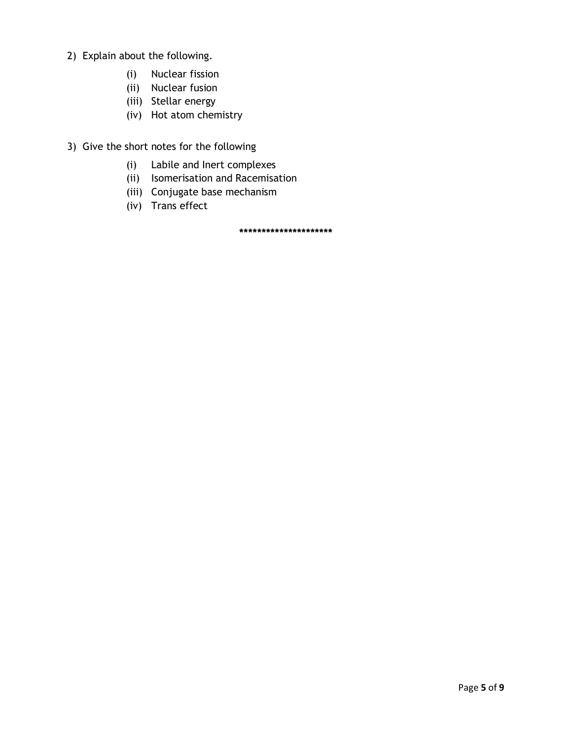2) Explain about the following.

    (i) Nuclear fission
    (ii) Nuclear fusion
    (iii) Stellar energy
    (iv) Hot atom chemistry

3) Give the short notes for the following

    (i) Labile and Inert complexes
    (ii) Isomerisation and Racemisation
    (iii) Conjugate base mechanism
    (iv) Trans effect

*********************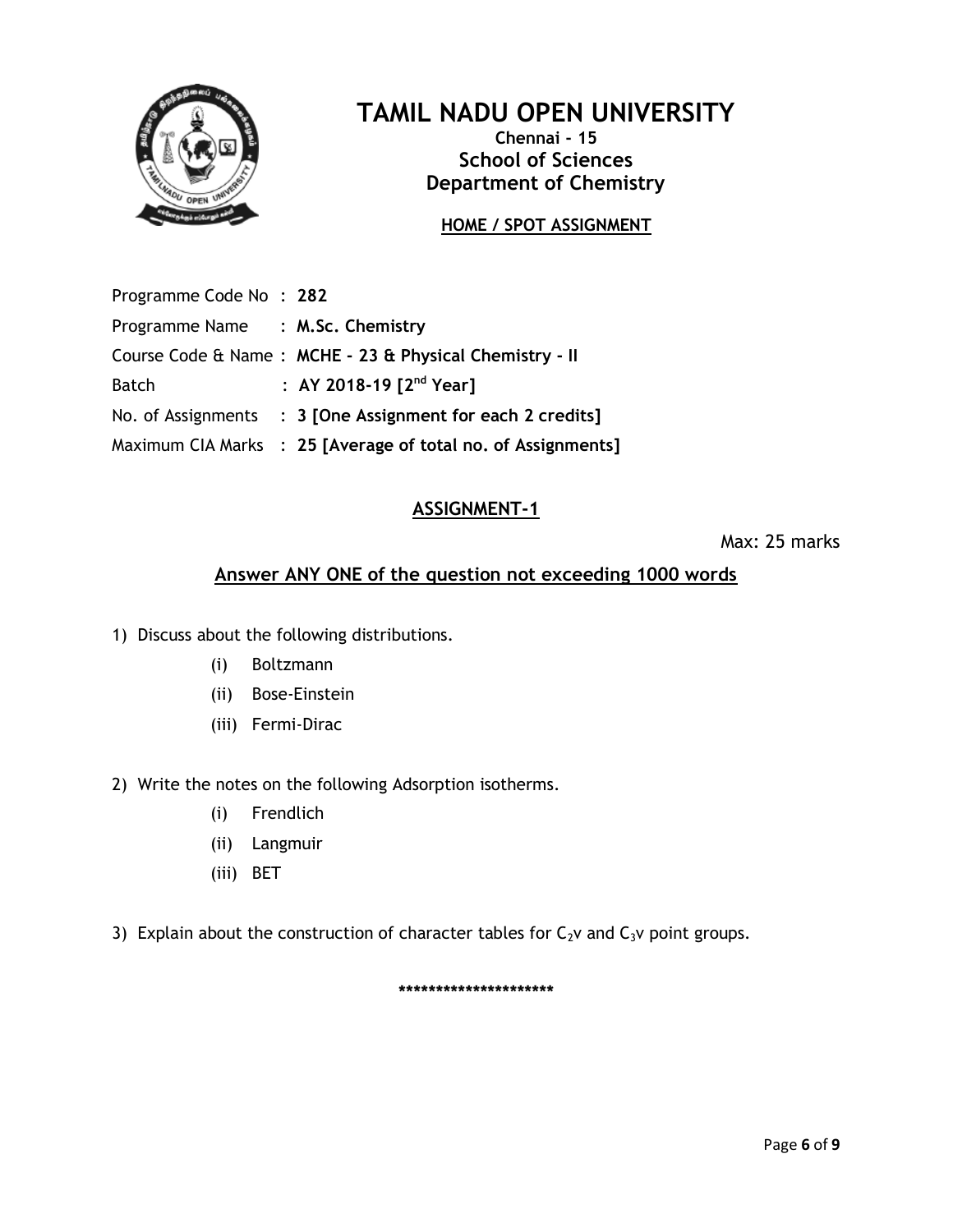# TAMIL NADU OPEN UNIVERSITY

**Chennai - 15**

**School of Sciences**

**Department of Chemistry**

**HOME / SPOT ASSIGNMENT**

Programme Code No : **282**

Programme Name : **M.Sc. Chemistry**

Course Code & Name : **MCHE - 23 & Physical Chemistry - II**

Batch : **AY 2018-19 [2nd Year]**

No. of Assignments : **3 [One Assignment for each 2 credits]**

Maximum CIA Marks : **25 [Average of total no. of Assignments]**

## ASSIGNMENT-1

Max: 25 marks

**Answer ANY ONE of the question not exceeding 1000 words**

1) Discuss about the following distributions.
   - (i) Boltzmann
   - (ii) Bose-Einstein
   - (iii) Fermi-Dirac

2) Write the notes on the following Adsorption isotherms.
   - (i) Frendlich
   - (ii) Langmuir
   - (iii) BET

3) Explain about the construction of character tables for $C_2v$ and $C_3v$ point groups.

*********************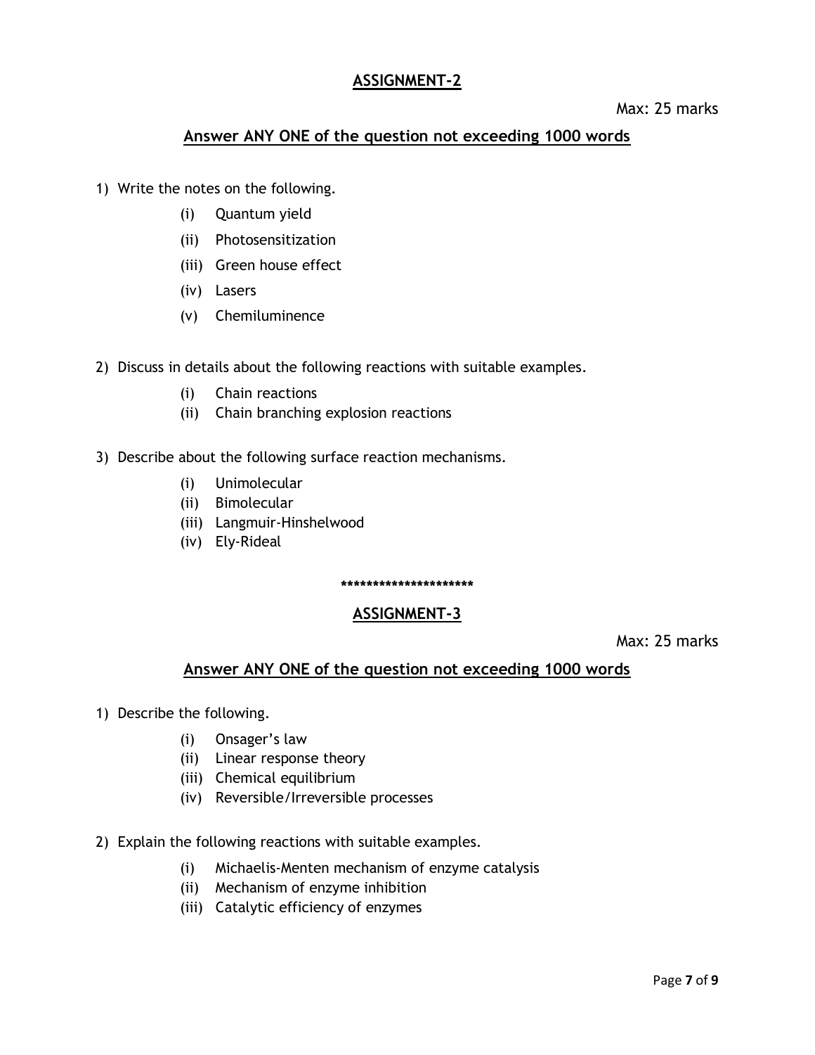## ASSIGNMENT-2

Max: 25 marks

**Answer ANY ONE of the question not exceeding 1000 words**

1) Write the notes on the following.
   (i) Quantum yield
   (ii) Photosensitization
   (iii) Green house effect
   (iv) Lasers
   (v) Chemiluminence

2) Discuss in details about the following reactions with suitable examples.
   (i) Chain reactions
   (ii) Chain branching explosion reactions

3) Describe about the following surface reaction mechanisms.
   (i) Unimolecular
   (ii) Bimolecular
   (iii) Langmuir-Hinshelwood
   (iv) Ely-Rideal

*********************

## ASSIGNMENT-3

Max: 25 marks

**Answer ANY ONE of the question not exceeding 1000 words**

1) Describe the following.
   (i) Onsager's law
   (ii) Linear response theory
   (iii) Chemical equilibrium
   (iv) Reversible/Irreversible processes

2) Explain the following reactions with suitable examples.
   (i) Michaelis-Menten mechanism of enzyme catalysis
   (ii) Mechanism of enzyme inhibition
   (iii) Catalytic efficiency of enzymes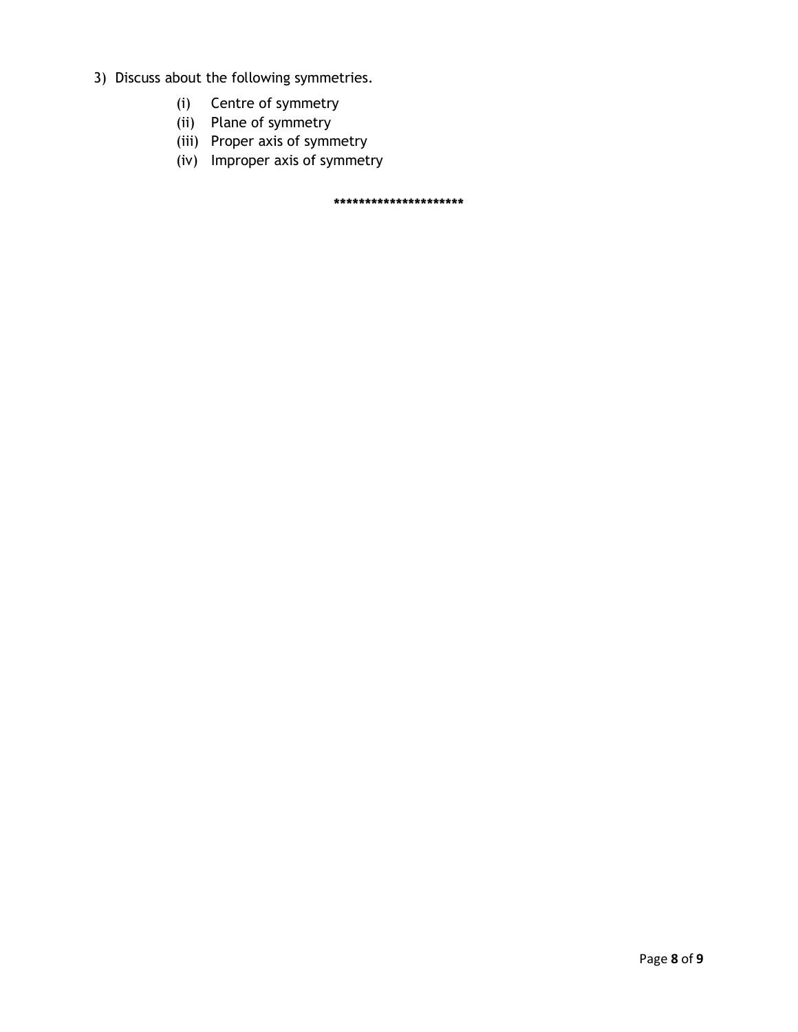3) Discuss about the following symmetries.

   (i) Centre of symmetry
   (ii) Plane of symmetry
   (iii) Proper axis of symmetry
   (iv) Improper axis of symmetry

*********************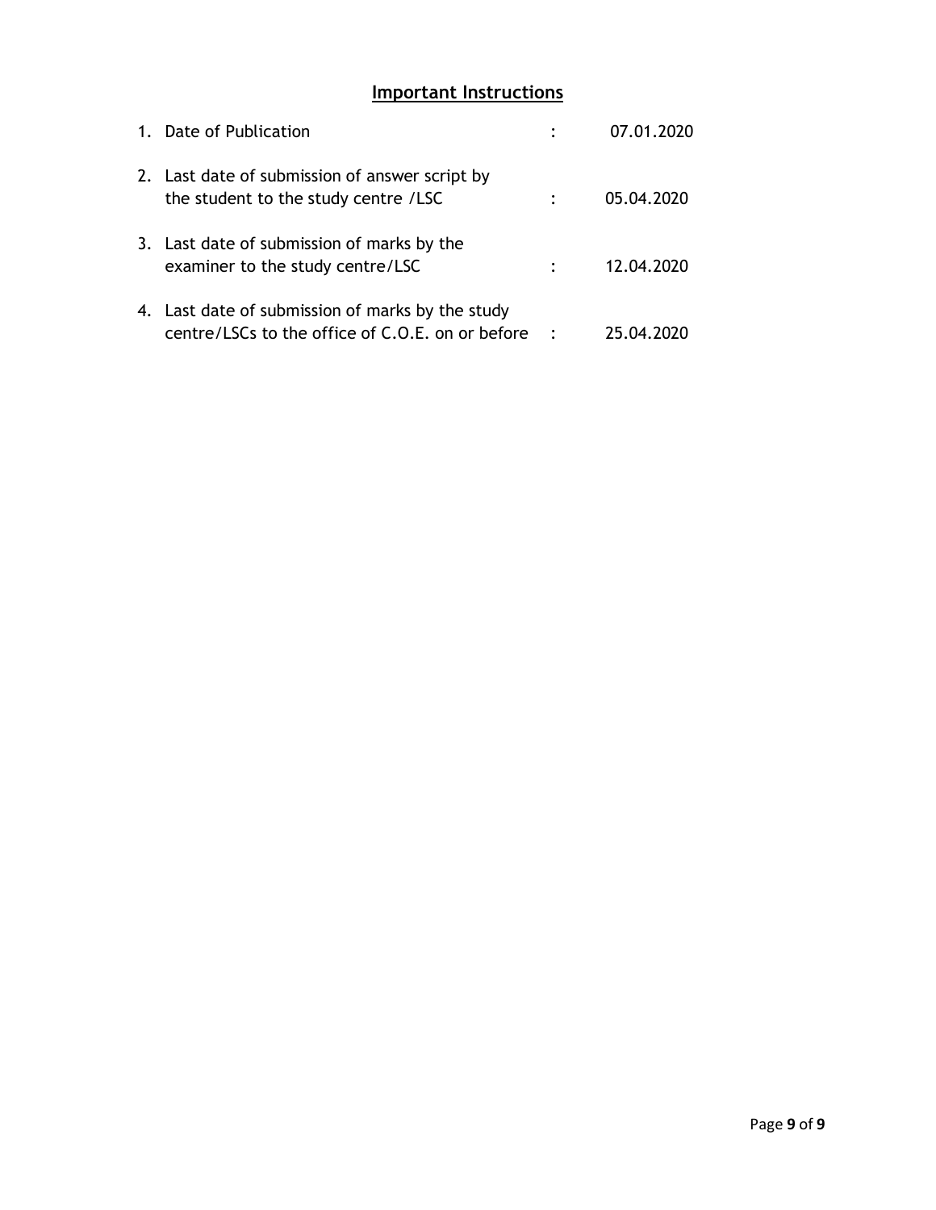## Important Instructions

1. Date of Publication : 07.01.2020
2. Last date of submission of answer script by the student to the study centre /LSC : 05.04.2020
3. Last date of submission of marks by the examiner to the study centre/LSC : 12.04.2020
4. Last date of submission of marks by the study centre/LSCs to the office of C.O.E. on or before : 25.04.2020